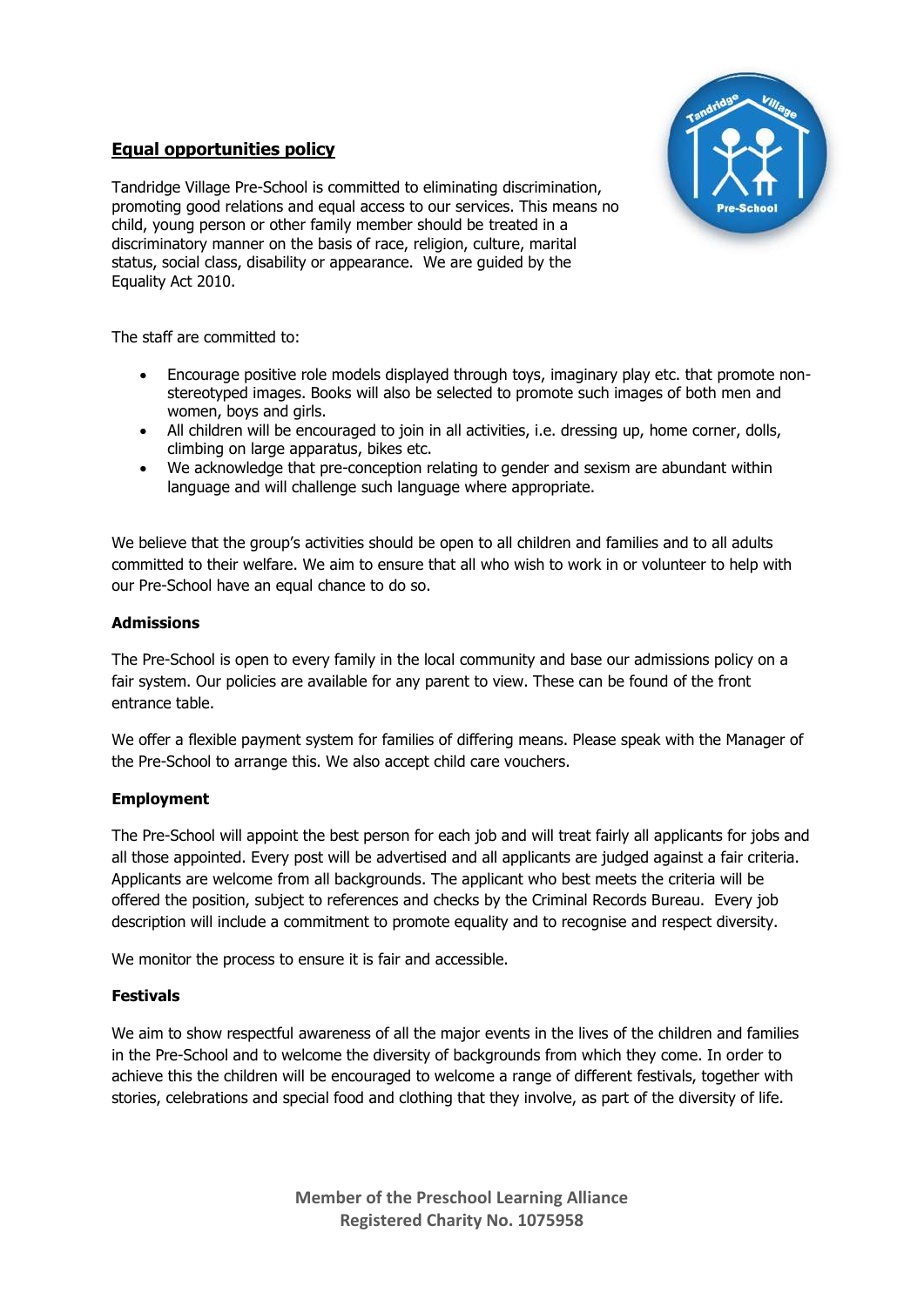## Equal opportunities policy

Tandridge Village Pre-School is committed to eliminating discrimination, promoting good relations and equal access to our services. This means no child, young person or other family member should be treated in a discriminatory manner on the basis of race, religion, culture, marital status, social class, disability or appearance. We are guided by the Equality Act 2010.

The staff are committed to:

- Encourage positive role models displayed through toys, imaginary play etc. that promote non-stereotyped images. Books will also be selected to promote such images of both men and women, boys and girls.
- All children will be encouraged to join in all activities, i.e. dressing up, home corner, dolls, climbing on large apparatus, bikes etc.
- We acknowledge that pre-conception relating to gender and sexism are abundant within language and will challenge such language where appropriate.

We believe that the group's activities should be open to all children and families and to all adults committed to their welfare. We aim to ensure that all who wish to work in or volunteer to help with our Pre-School have an equal chance to do so.

**Admissions**

The Pre-School is open to every family in the local community and base our admissions policy on a fair system. Our policies are available for any parent to view. These can be found of the front entrance table.

We offer a flexible payment system for families of differing means. Please speak with the Manager of the Pre-School to arrange this. We also accept child care vouchers.

**Employment**

The Pre-School will appoint the best person for each job and will treat fairly all applicants for jobs and all those appointed. Every post will be advertised and all applicants are judged against a fair criteria. Applicants are welcome from all backgrounds. The applicant who best meets the criteria will be offered the position, subject to references and checks by the Criminal Records Bureau. Every job description will include a commitment to promote equality and to recognise and respect diversity.

We monitor the process to ensure it is fair and accessible.

**Festivals**

We aim to show respectful awareness of all the major events in the lives of the children and families in the Pre-School and to welcome the diversity of backgrounds from which they come. In order to achieve this the children will be encouraged to welcome a range of different festivals, together with stories, celebrations and special food and clothing that they involve, as part of the diversity of life.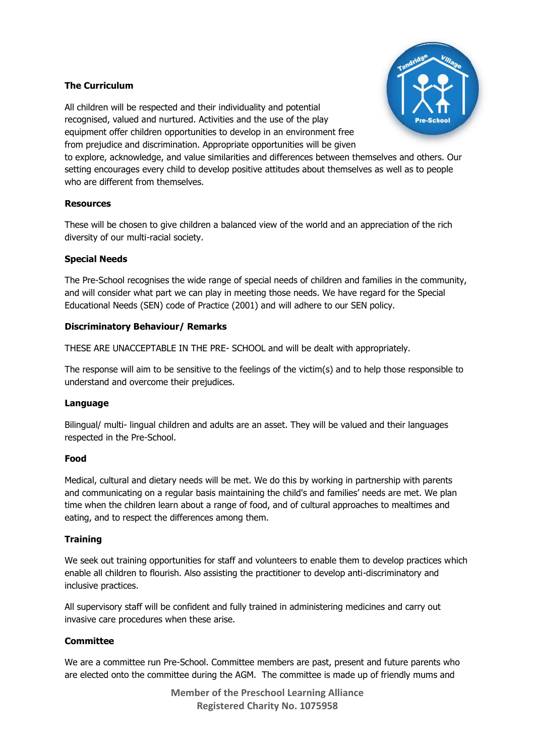## The Curriculum

All children will be respected and their individuality and potential recognised, valued and nurtured. Activities and the use of the play equipment offer children opportunities to develop in an environment free from prejudice and discrimination. Appropriate opportunities will be given to explore, acknowledge, and value similarities and differences between themselves and others. Our setting encourages every child to develop positive attitudes about themselves as well as to people who are different from themselves.

## Resources

These will be chosen to give children a balanced view of the world and an appreciation of the rich diversity of our multi-racial society.

## Special Needs

The Pre-School recognises the wide range of special needs of children and families in the community, and will consider what part we can play in meeting those needs. We have regard for the Special Educational Needs (SEN) code of Practice (2001) and will adhere to our SEN policy.

## Discriminatory Behaviour/ Remarks

THESE ARE UNACCEPTABLE IN THE PRE- SCHOOL and will be dealt with appropriately.

The response will aim to be sensitive to the feelings of the victim(s) and to help those responsible to understand and overcome their prejudices.

## Language

Bilingual/ multi- lingual children and adults are an asset. They will be valued and their languages respected in the Pre-School.

## Food

Medical, cultural and dietary needs will be met. We do this by working in partnership with parents and communicating on a regular basis maintaining the child's and families' needs are met. We plan time when the children learn about a range of food, and of cultural approaches to mealtimes and eating, and to respect the differences among them.

## Training

We seek out training opportunities for staff and volunteers to enable them to develop practices which enable all children to flourish. Also assisting the practitioner to develop anti-discriminatory and inclusive practices.

All supervisory staff will be confident and fully trained in administering medicines and carry out invasive care procedures when these arise.

## Committee

We are a committee run Pre-School. Committee members are past, present and future parents who are elected onto the committee during the AGM. The committee is made up of friendly mums and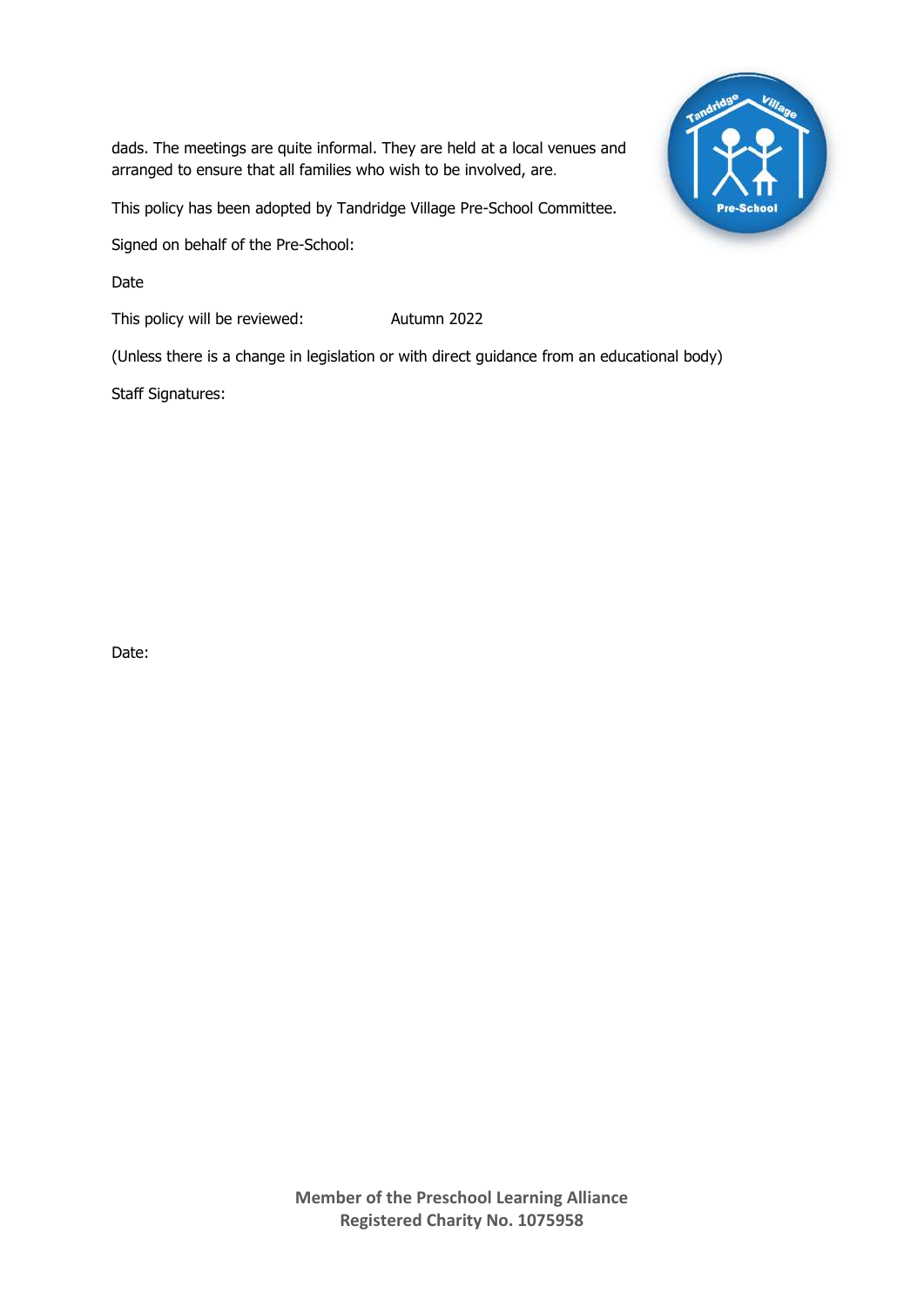dads. The meetings are quite informal. They are held at a local venues and arranged to ensure that all families who wish to be involved, are.

This policy has been adopted by Tandridge Village Pre-School Committee.

Signed on behalf of the Pre-School:

Date

This policy will be reviewed: Autumn 2022

(Unless there is a change in legislation or with direct guidance from an educational body)

Staff Signatures:

Date: